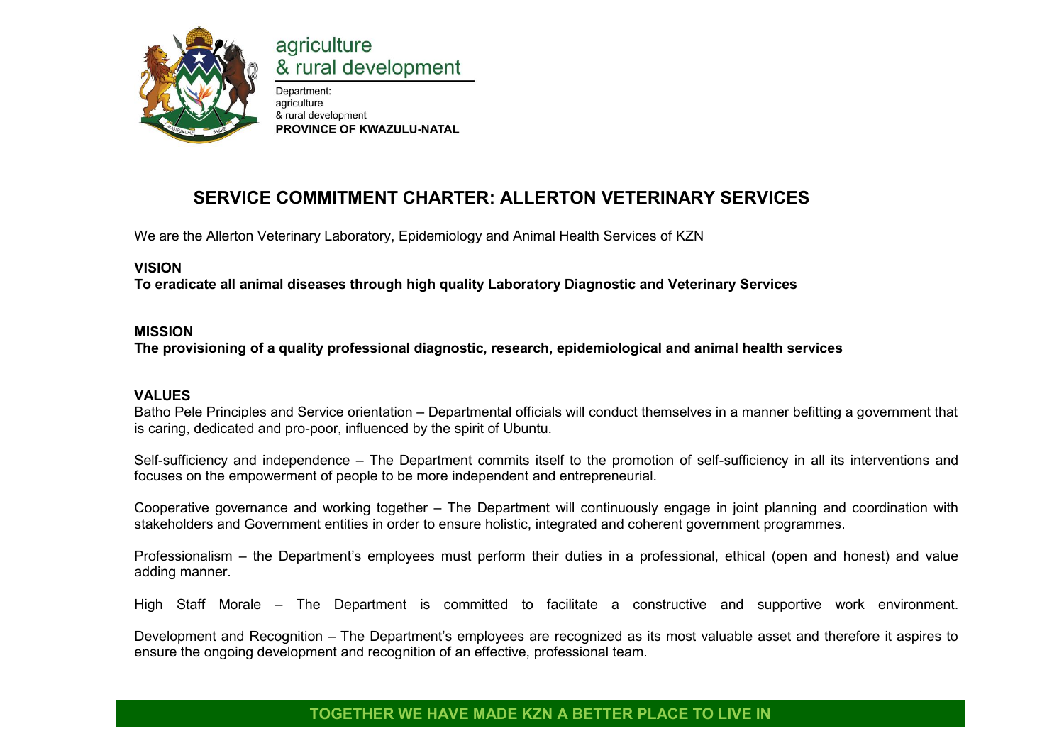agriculture
& rural development

Department:
agriculture
& rural development
**PROVINCE OF KWAZULU-NATAL**

# SERVICE COMMITMENT CHARTER: ALLERTON VETERINARY SERVICES

We are the Allerton Veterinary Laboratory, Epidemiology and Animal Health Services of KZN

**VISION**

**To eradicate all animal diseases through high quality Laboratory Diagnostic and Veterinary Services**

**MISSION**

**The provisioning of a quality professional diagnostic, research, epidemiological and animal health services**

**VALUES**

Batho Pele Principles and Service orientation – Departmental officials will conduct themselves in a manner befitting a government that is caring, dedicated and pro-poor, influenced by the spirit of Ubuntu.

Self-sufficiency and independence – The Department commits itself to the promotion of self-sufficiency in all its interventions and focuses on the empowerment of people to be more independent and entrepreneurial.

Cooperative governance and working together – The Department will continuously engage in joint planning and coordination with stakeholders and Government entities in order to ensure holistic, integrated and coherent government programmes.

Professionalism – the Department's employees must perform their duties in a professional, ethical (open and honest) and value adding manner.

High Staff Morale – The Department is committed to facilitate a constructive and supportive work environment.

Development and Recognition – The Department's employees are recognized as its most valuable asset and therefore it aspires to ensure the ongoing development and recognition of an effective, professional team.

**TOGETHER WE HAVE MADE KZN A BETTER PLACE TO LIVE IN**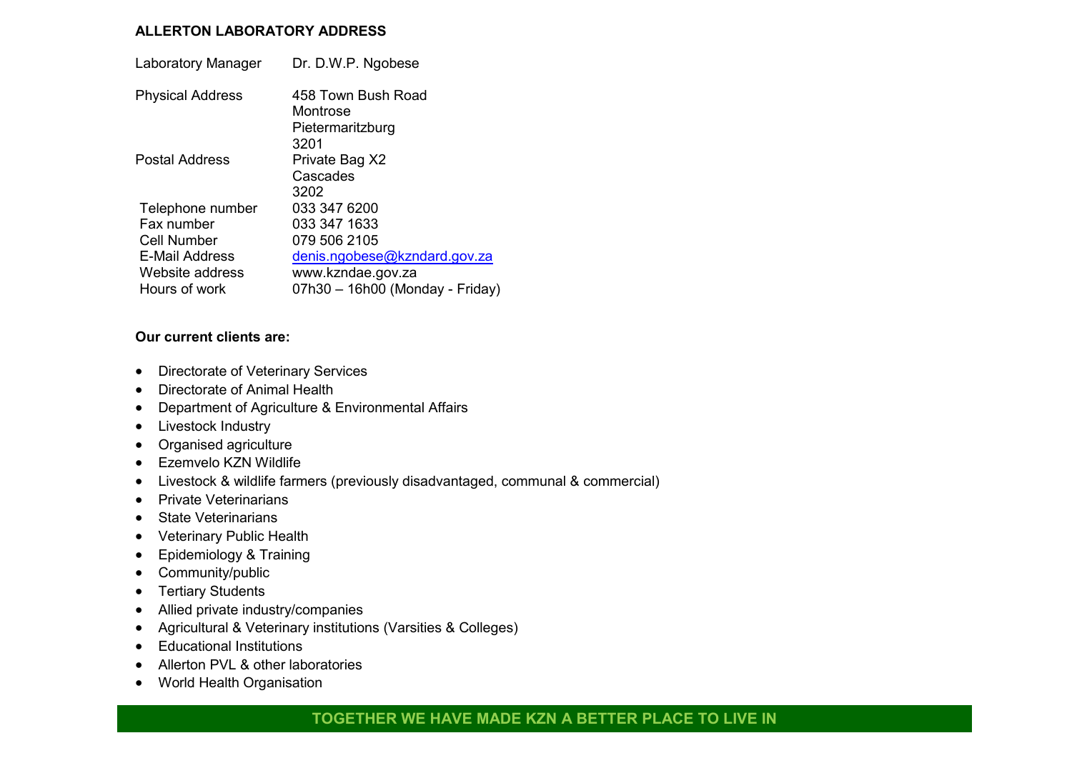## ALLERTON LABORATORY ADDRESS

| | |
|---|---|
| Laboratory Manager | Dr. D.W.P. Ngobese |
| Physical Address | 458 Town Bush Road<br>Montrose<br>Pietermaritzburg<br>3201 |
| Postal Address | Private Bag X2<br>Cascades<br>3202 |
| Telephone number | 033 347 6200 |
| Fax number | 033 347 1633 |
| Cell Number | 079 506 2105 |
| E-Mail Address | denis.ngobese@kzndard.gov.za |
| Website address | www.kzndae.gov.za |
| Hours of work | 07h30 – 16h00 (Monday - Friday) |

**Our current clients are:**

- Directorate of Veterinary Services
- Directorate of Animal Health
- Department of Agriculture & Environmental Affairs
- Livestock Industry
- Organised agriculture
- Ezemvelo KZN Wildlife
- Livestock & wildlife farmers (previously disadvantaged, communal & commercial)
- Private Veterinarians
- State Veterinarians
- Veterinary Public Health
- Epidemiology & Training
- Community/public
- Tertiary Students
- Allied private industry/companies
- Agricultural & Veterinary institutions (Varsities & Colleges)
- Educational Institutions
- Allerton PVL & other laboratories
- World Health Organisation

**TOGETHER WE HAVE MADE KZN A BETTER PLACE TO LIVE IN**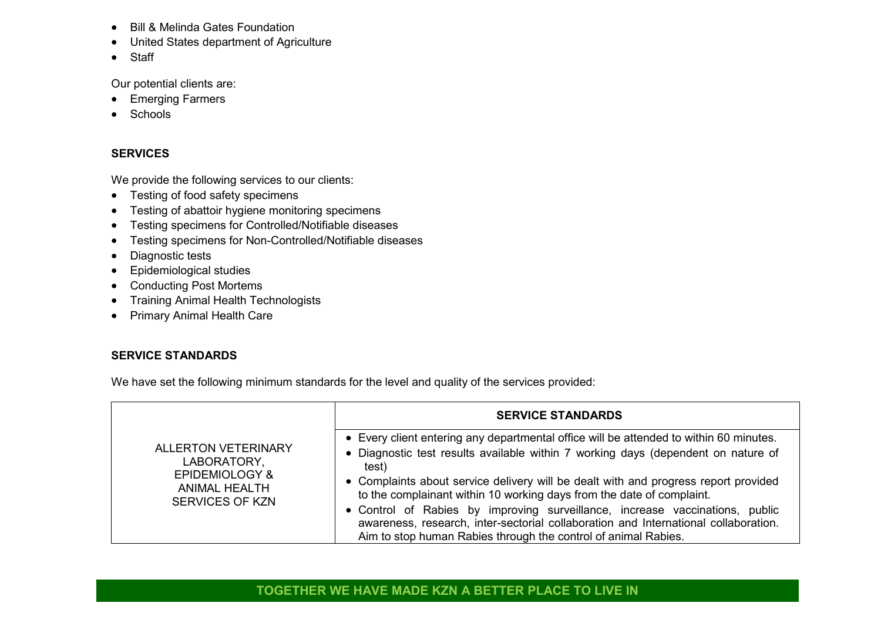- Bill & Melinda Gates Foundation
- United States department of Agriculture
- Staff

Our potential clients are:

- Emerging Farmers
- Schools

## SERVICES

We provide the following services to our clients:

- Testing of food safety specimens
- Testing of abattoir hygiene monitoring specimens
- Testing specimens for Controlled/Notifiable diseases
- Testing specimens for Non-Controlled/Notifiable diseases
- Diagnostic tests
- Epidemiological studies
- Conducting Post Mortems
- Training Animal Health Technologists
- Primary Animal Health Care

## SERVICE STANDARDS

We have set the following minimum standards for the level and quality of the services provided:

| | SERVICE STANDARDS |
|---|---|
| ALLERTON VETERINARY LABORATORY, EPIDEMIOLOGY & ANIMAL HEALTH SERVICES OF KZN | • Every client entering any departmental office will be attended to within 60 minutes.<br>• Diagnostic test results available within 7 working days (dependent on nature of test)<br>• Complaints about service delivery will be dealt with and progress report provided to the complainant within 10 working days from the date of complaint.<br>• Control of Rabies by improving surveillance, increase vaccinations, public awareness, research, inter-sectorial collaboration and International collaboration. Aim to stop human Rabies through the control of animal Rabies. |

**TOGETHER WE HAVE MADE KZN A BETTER PLACE TO LIVE IN**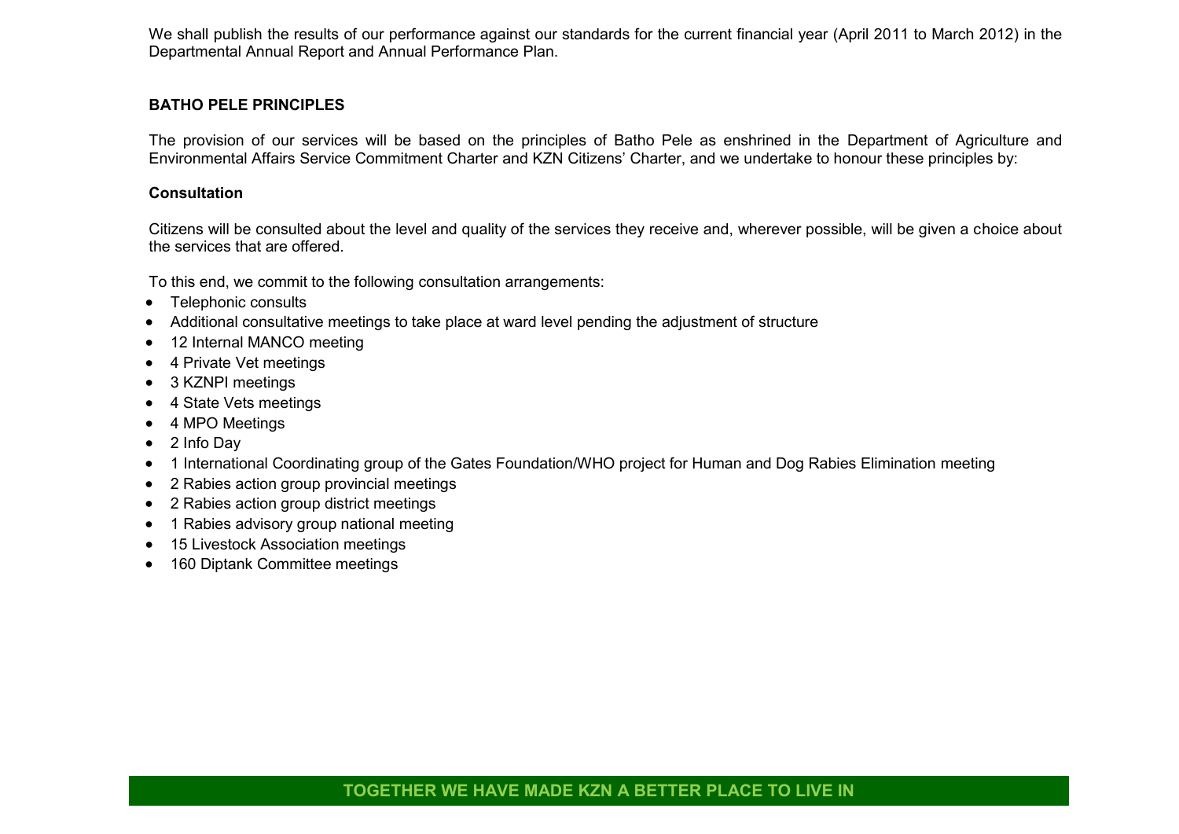We shall publish the results of our performance against our standards for the current financial year (April 2011 to March 2012) in the Departmental Annual Report and Annual Performance Plan.

**BATHO PELE PRINCIPLES**

The provision of our services will be based on the principles of Batho Pele as enshrined in the Department of Agriculture and Environmental Affairs Service Commitment Charter and KZN Citizens' Charter, and we undertake to honour these principles by:

**Consultation**

Citizens will be consulted about the level and quality of the services they receive and, wherever possible, will be given a choice about the services that are offered.

To this end, we commit to the following consultation arrangements:

- Telephonic consults
- Additional consultative meetings to take place at ward level pending the adjustment of structure
- 12 Internal MANCO meeting
- 4 Private Vet meetings
- 3 KZNPI meetings
- 4 State Vets meetings
- 4 MPO Meetings
- 2 Info Day
- 1 International Coordinating group of the Gates Foundation/WHO project for Human and Dog Rabies Elimination meeting
- 2 Rabies action group provincial meetings
- 2 Rabies action group district meetings
- 1 Rabies advisory group national meeting
- 15 Livestock Association meetings
- 160 Diptank Committee meetings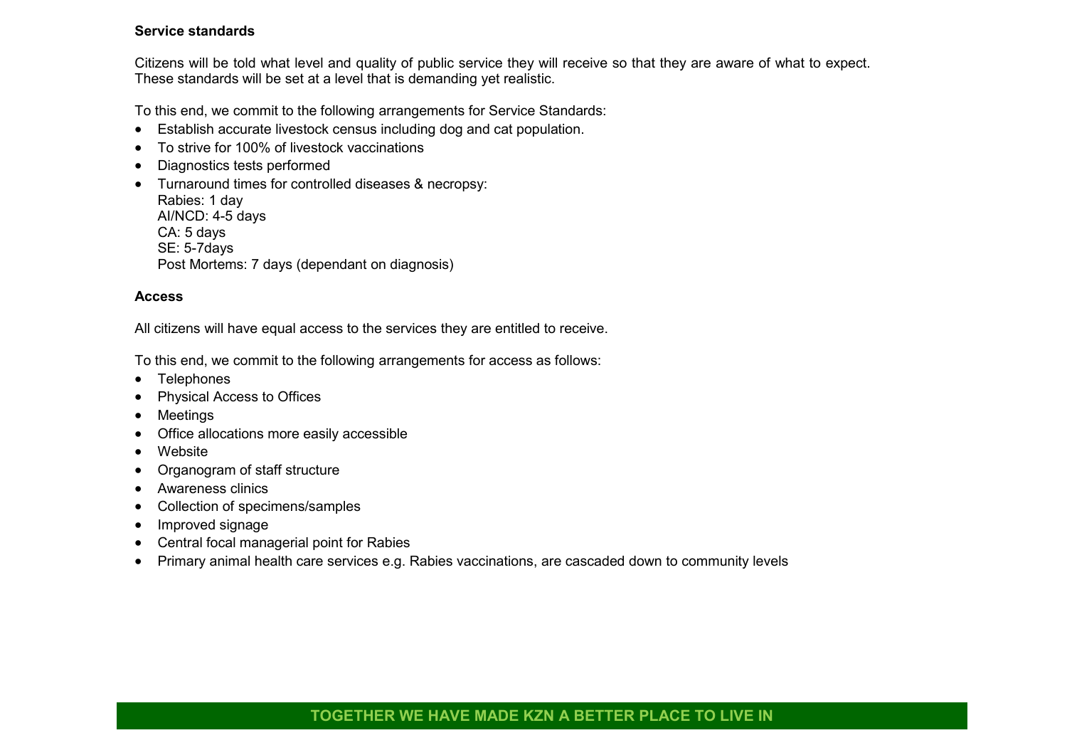**Service standards**

Citizens will be told what level and quality of public service they will receive so that they are aware of what to expect. These standards will be set at a level that is demanding yet realistic.

To this end, we commit to the following arrangements for Service Standards:

- Establish accurate livestock census including dog and cat population.
- To strive for 100% of livestock vaccinations
- Diagnostics tests performed
- Turnaround times for controlled diseases & necropsy:
  Rabies: 1 day
  AI/NCD: 4-5 days
  CA: 5 days
  SE: 5-7days
  Post Mortems: 7 days (dependant on diagnosis)

**Access**

All citizens will have equal access to the services they are entitled to receive.

To this end, we commit to the following arrangements for access as follows:

- Telephones
- Physical Access to Offices
- Meetings
- Office allocations more easily accessible
- Website
- Organogram of staff structure
- Awareness clinics
- Collection of specimens/samples
- Improved signage
- Central focal managerial point for Rabies
- Primary animal health care services e.g. Rabies vaccinations, are cascaded down to community levels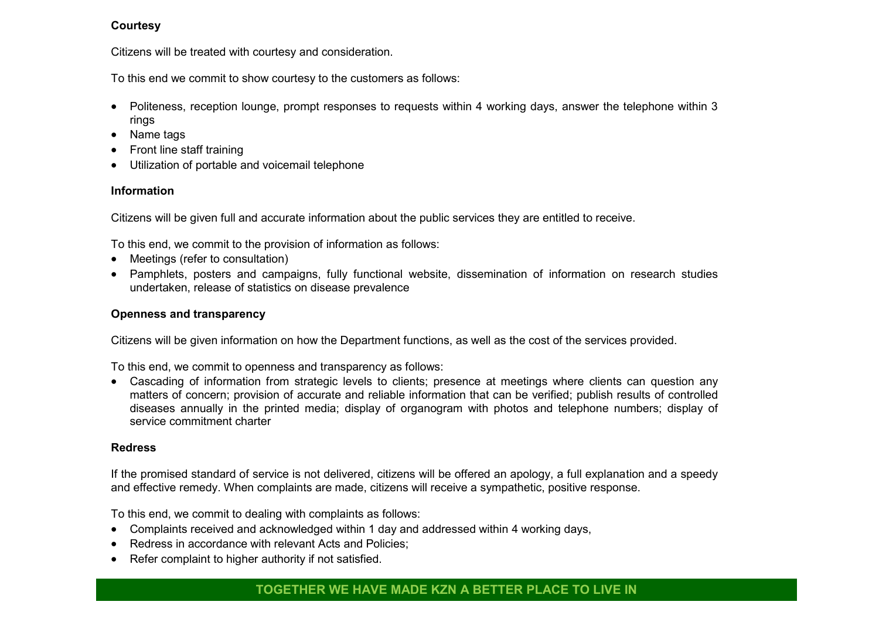**Courtesy**

Citizens will be treated with courtesy and consideration.

To this end we commit to show courtesy to the customers as follows:

- Politeness, reception lounge, prompt responses to requests within 4 working days, answer the telephone within 3 rings
- Name tags
- Front line staff training
- Utilization of portable and voicemail telephone

**Information**

Citizens will be given full and accurate information about the public services they are entitled to receive.

To this end, we commit to the provision of information as follows:

- Meetings (refer to consultation)
- Pamphlets, posters and campaigns, fully functional website, dissemination of information on research studies undertaken, release of statistics on disease prevalence

**Openness and transparency**

Citizens will be given information on how the Department functions, as well as the cost of the services provided.

To this end, we commit to openness and transparency as follows:

- Cascading of information from strategic levels to clients; presence at meetings where clients can question any matters of concern; provision of accurate and reliable information that can be verified; publish results of controlled diseases annually in the printed media; display of organogram with photos and telephone numbers; display of service commitment charter

**Redress**

If the promised standard of service is not delivered, citizens will be offered an apology, a full explanation and a speedy and effective remedy. When complaints are made, citizens will receive a sympathetic, positive response.

To this end, we commit to dealing with complaints as follows:

- Complaints received and acknowledged within 1 day and addressed within 4 working days,
- Redress in accordance with relevant Acts and Policies;
- Refer complaint to higher authority if not satisfied.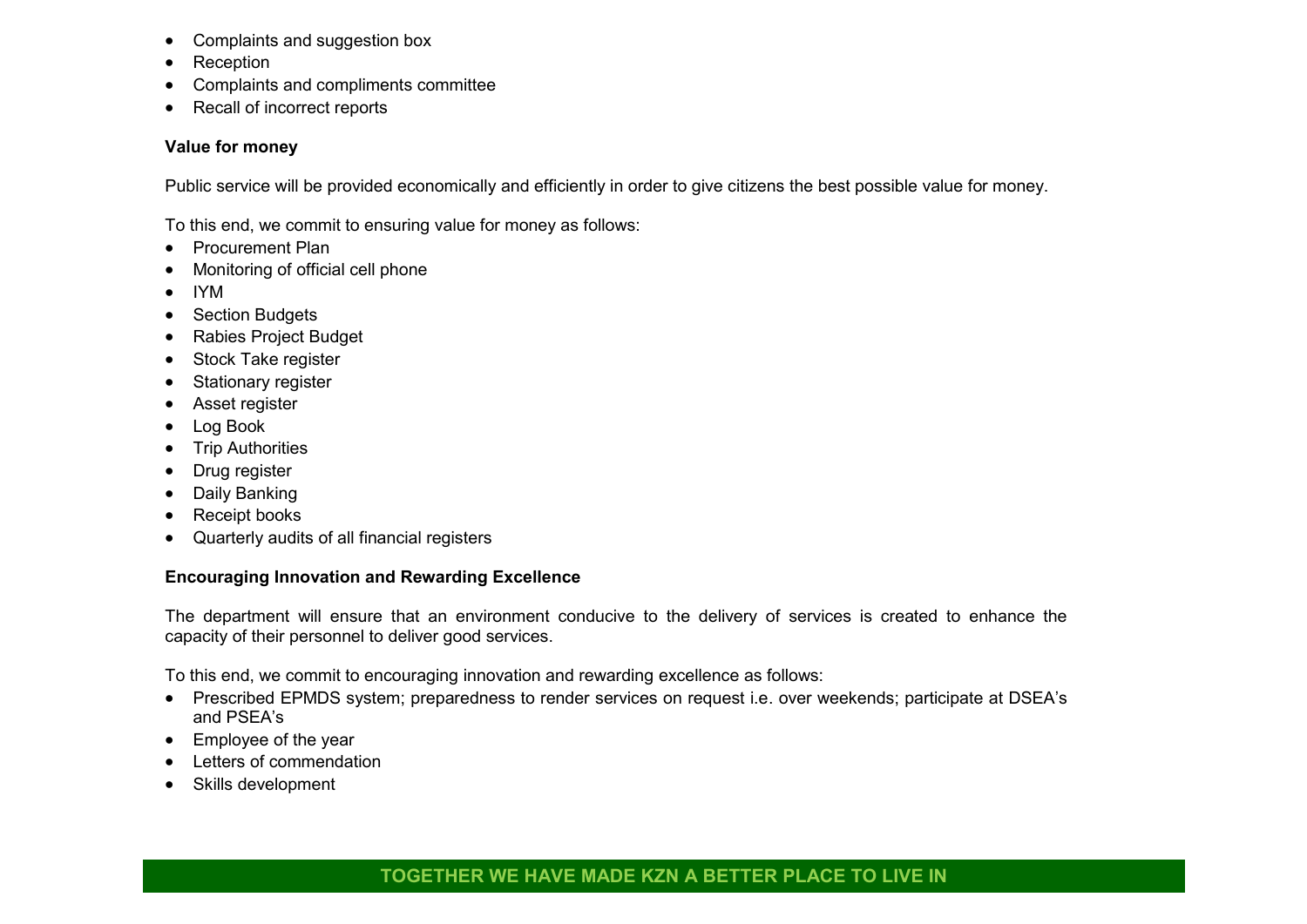- Complaints and suggestion box
- Reception
- Complaints and compliments committee
- Recall of incorrect reports

**Value for money**

Public service will be provided economically and efficiently in order to give citizens the best possible value for money.

To this end, we commit to ensuring value for money as follows:

- Procurement Plan
- Monitoring of official cell phone
- IYM
- Section Budgets
- Rabies Project Budget
- Stock Take register
- Stationary register
- Asset register
- Log Book
- Trip Authorities
- Drug register
- Daily Banking
- Receipt books
- Quarterly audits of all financial registers

**Encouraging Innovation and Rewarding Excellence**

The department will ensure that an environment conducive to the delivery of services is created to enhance the capacity of their personnel to deliver good services.

To this end, we commit to encouraging innovation and rewarding excellence as follows:

- Prescribed EPMDS system; preparedness to render services on request i.e. over weekends; participate at DSEA's and PSEA's
- Employee of the year
- Letters of commendation
- Skills development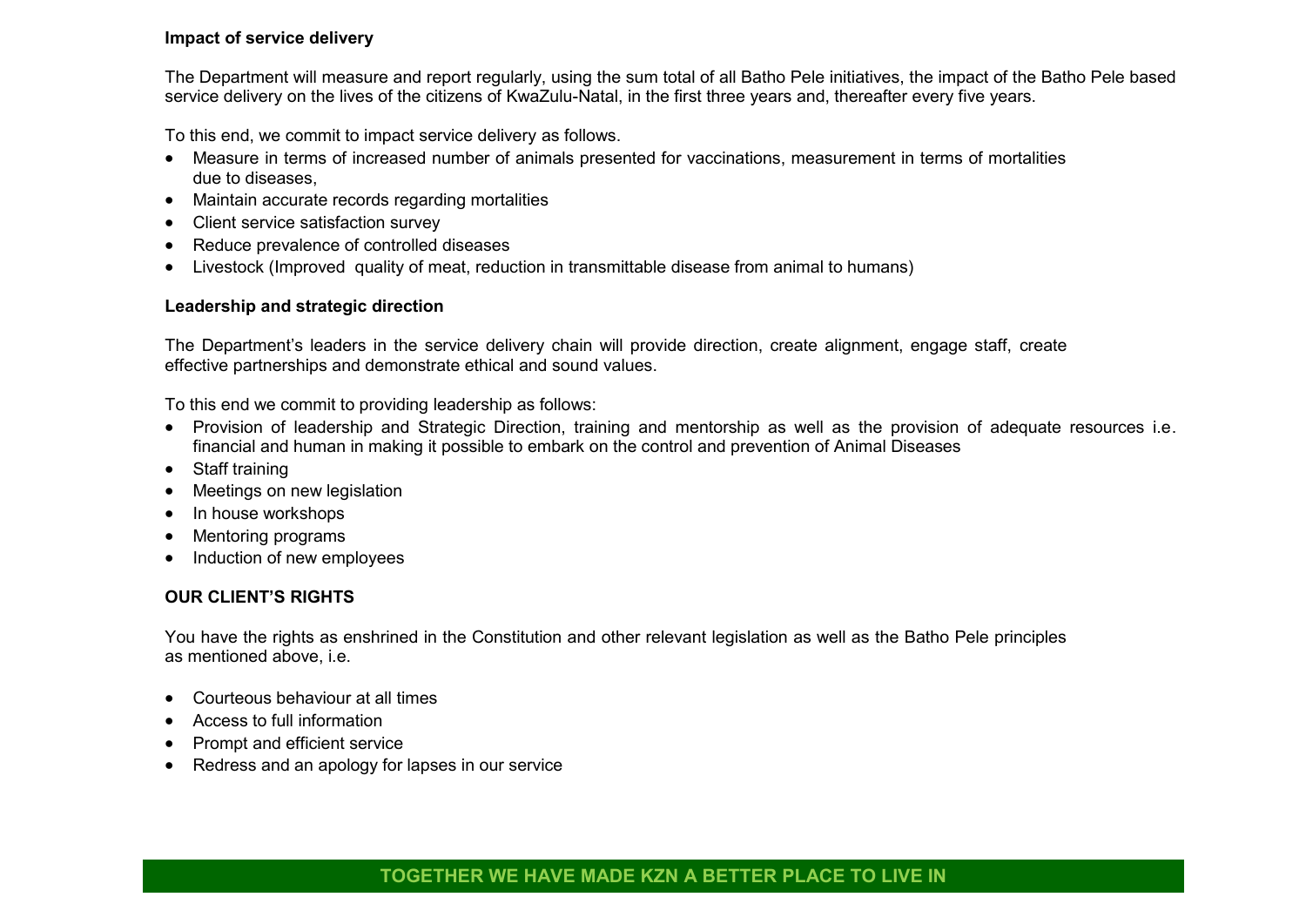**Impact of service delivery**

The Department will measure and report regularly, using the sum total of all Batho Pele initiatives, the impact of the Batho Pele based service delivery on the lives of the citizens of KwaZulu-Natal, in the first three years and, thereafter every five years.

To this end, we commit to impact service delivery as follows.

- Measure in terms of increased number of animals presented for vaccinations, measurement in terms of mortalities due to diseases,
- Maintain accurate records regarding mortalities
- Client service satisfaction survey
- Reduce prevalence of controlled diseases
- Livestock (Improved quality of meat, reduction in transmittable disease from animal to humans)

**Leadership and strategic direction**

The Department's leaders in the service delivery chain will provide direction, create alignment, engage staff, create effective partnerships and demonstrate ethical and sound values.

To this end we commit to providing leadership as follows:

- Provision of leadership and Strategic Direction, training and mentorship as well as the provision of adequate resources i.e. financial and human in making it possible to embark on the control and prevention of Animal Diseases
- Staff training
- Meetings on new legislation
- In house workshops
- Mentoring programs
- Induction of new employees

**OUR CLIENT'S RIGHTS**

You have the rights as enshrined in the Constitution and other relevant legislation as well as the Batho Pele principles as mentioned above, i.e.

- Courteous behaviour at all times
- Access to full information
- Prompt and efficient service
- Redress and an apology for lapses in our service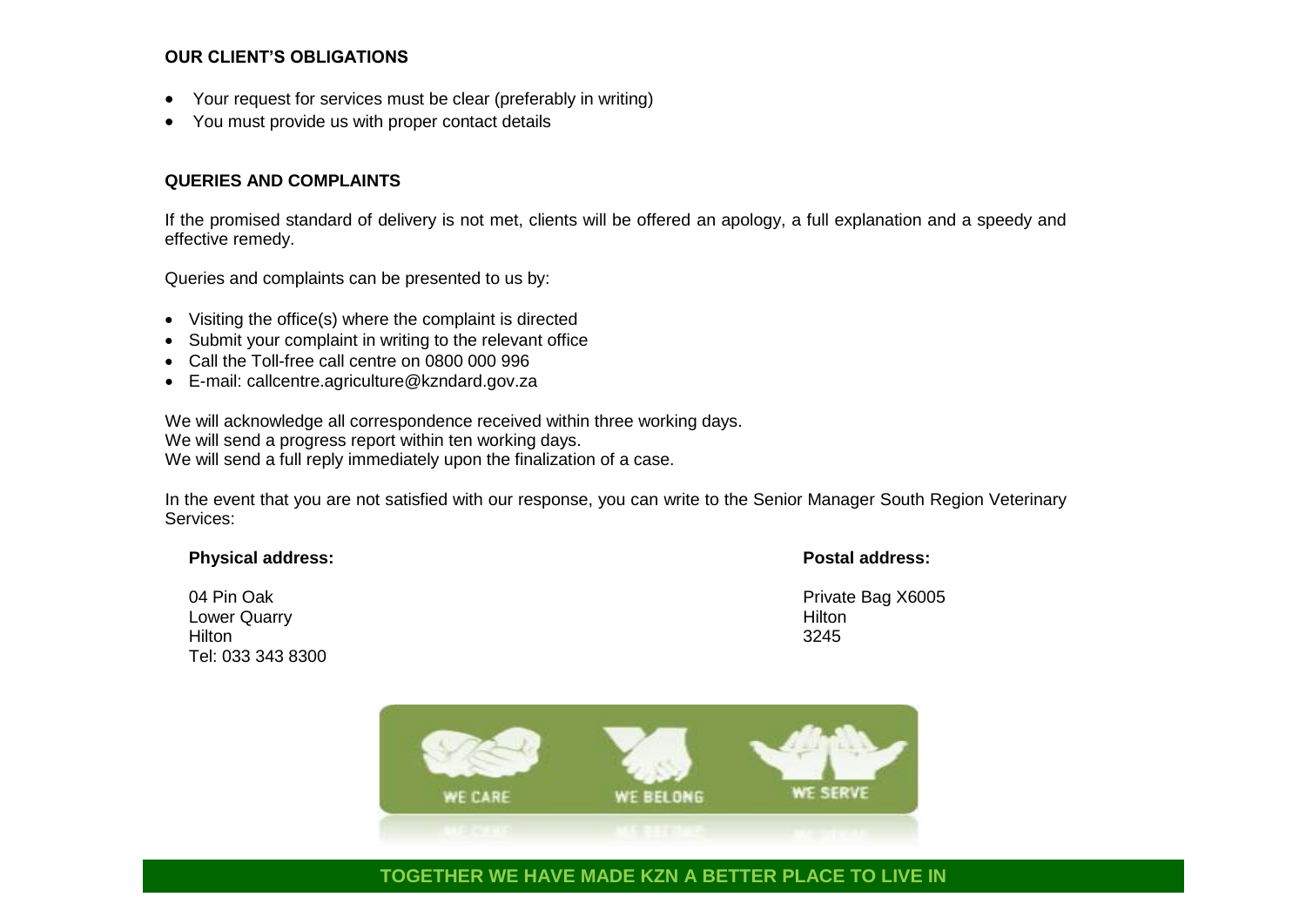## OUR CLIENT'S OBLIGATIONS

- Your request for services must be clear (preferably in writing)
- You must provide us with proper contact details

## QUERIES AND COMPLAINTS

If the promised standard of delivery is not met, clients will be offered an apology, a full explanation and a speedy and effective remedy.

Queries and complaints can be presented to us by:

- Visiting the office(s) where the complaint is directed
- Submit your complaint in writing to the relevant office
- Call the Toll-free call centre on 0800 000 996
- E-mail: callcentre.agriculture@kzndard.gov.za

We will acknowledge all correspondence received within three working days.
We will send a progress report within ten working days.
We will send a full reply immediately upon the finalization of a case.

In the event that you are not satisfied with our response, you can write to the Senior Manager South Region Veterinary Services:

**Physical address:**

04 Pin Oak
Lower Quarry
Hilton
Tel: 033 343 8300

**Postal address:**

Private Bag X6005
Hilton
3245

WE CARE WE BELONG WE SERVE

**TOGETHER WE HAVE MADE KZN A BETTER PLACE TO LIVE IN**